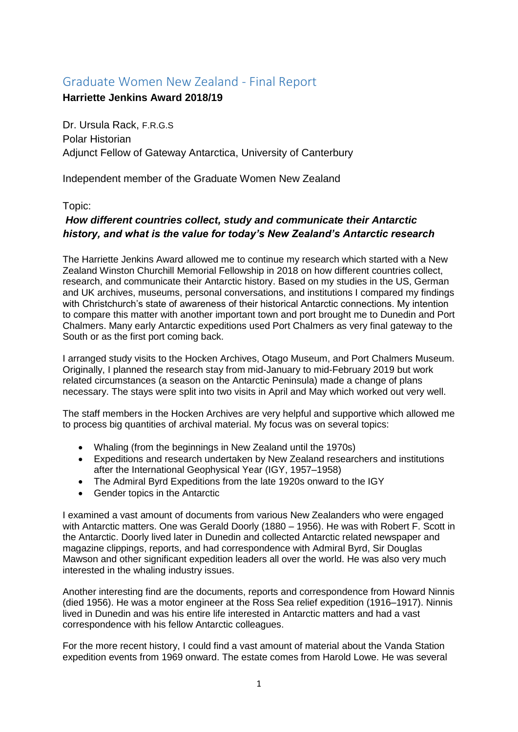# Graduate Women New Zealand - Final Report

**Harriette Jenkins Award 2018/19**

Dr. Ursula Rack, F.R.G.S
Polar Historian
Adjunct Fellow of Gateway Antarctica, University of Canterbury

Independent member of the Graduate Women New Zealand

Topic:

***How different countries collect, study and communicate their Antarctic history, and what is the value for today's New Zealand's Antarctic research***

The Harriette Jenkins Award allowed me to continue my research which started with a New Zealand Winston Churchill Memorial Fellowship in 2018 on how different countries collect, research, and communicate their Antarctic history. Based on my studies in the US, German and UK archives, museums, personal conversations, and institutions I compared my findings with Christchurch's state of awareness of their historical Antarctic connections. My intention to compare this matter with another important town and port brought me to Dunedin and Port Chalmers. Many early Antarctic expeditions used Port Chalmers as very final gateway to the South or as the first port coming back.

I arranged study visits to the Hocken Archives, Otago Museum, and Port Chalmers Museum. Originally, I planned the research stay from mid-January to mid-February 2019 but work related circumstances (a season on the Antarctic Peninsula) made a change of plans necessary. The stays were split into two visits in April and May which worked out very well.

The staff members in the Hocken Archives are very helpful and supportive which allowed me to process big quantities of archival material. My focus was on several topics:

- Whaling (from the beginnings in New Zealand until the 1970s)
- Expeditions and research undertaken by New Zealand researchers and institutions after the International Geophysical Year (IGY, 1957–1958)
- The Admiral Byrd Expeditions from the late 1920s onward to the IGY
- Gender topics in the Antarctic

I examined a vast amount of documents from various New Zealanders who were engaged with Antarctic matters. One was Gerald Doorly (1880 – 1956). He was with Robert F. Scott in the Antarctic. Doorly lived later in Dunedin and collected Antarctic related newspaper and magazine clippings, reports, and had correspondence with Admiral Byrd, Sir Douglas Mawson and other significant expedition leaders all over the world. He was also very much interested in the whaling industry issues.

Another interesting find are the documents, reports and correspondence from Howard Ninnis (died 1956). He was a motor engineer at the Ross Sea relief expedition (1916–1917). Ninnis lived in Dunedin and was his entire life interested in Antarctic matters and had a vast correspondence with his fellow Antarctic colleagues.

For the more recent history, I could find a vast amount of material about the Vanda Station expedition events from 1969 onward. The estate comes from Harold Lowe. He was several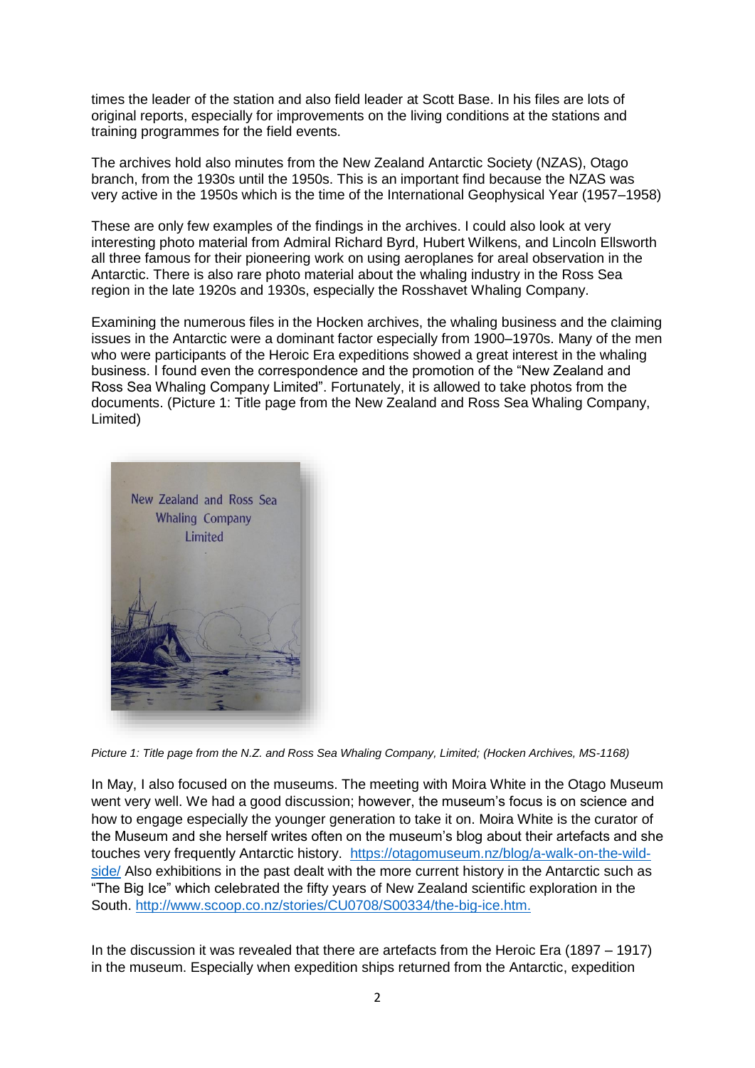times the leader of the station and also field leader at Scott Base. In his files are lots of original reports, especially for improvements on the living conditions at the stations and training programmes for the field events.

The archives hold also minutes from the New Zealand Antarctic Society (NZAS), Otago branch, from the 1930s until the 1950s. This is an important find because the NZAS was very active in the 1950s which is the time of the International Geophysical Year (1957–1958)

These are only few examples of the findings in the archives. I could also look at very interesting photo material from Admiral Richard Byrd, Hubert Wilkens, and Lincoln Ellsworth all three famous for their pioneering work on using aeroplanes for areal observation in the Antarctic. There is also rare photo material about the whaling industry in the Ross Sea region in the late 1920s and 1930s, especially the Rosshavet Whaling Company.

Examining the numerous files in the Hocken archives, the whaling business and the claiming issues in the Antarctic were a dominant factor especially from 1900–1970s. Many of the men who were participants of the Heroic Era expeditions showed a great interest in the whaling business. I found even the correspondence and the promotion of the "New Zealand and Ross Sea Whaling Company Limited". Fortunately, it is allowed to take photos from the documents. (Picture 1: Title page from the New Zealand and Ross Sea Whaling Company, Limited)

*Picture 1: Title page from the N.Z. and Ross Sea Whaling Company, Limited; (Hocken Archives, MS-1168)*

In May, I also focused on the museums. The meeting with Moira White in the Otago Museum went very well. We had a good discussion; however, the museum's focus is on science and how to engage especially the younger generation to take it on. Moira White is the curator of the Museum and she herself writes often on the museum's blog about their artefacts and she touches very frequently Antarctic history. https://otagomuseum.nz/blog/a-walk-on-the-wild-side/ Also exhibitions in the past dealt with the more current history in the Antarctic such as "The Big Ice" which celebrated the fifty years of New Zealand scientific exploration in the South. http://www.scoop.co.nz/stories/CU0708/S00334/the-big-ice.htm.

In the discussion it was revealed that there are artefacts from the Heroic Era (1897 – 1917) in the museum. Especially when expedition ships returned from the Antarctic, expedition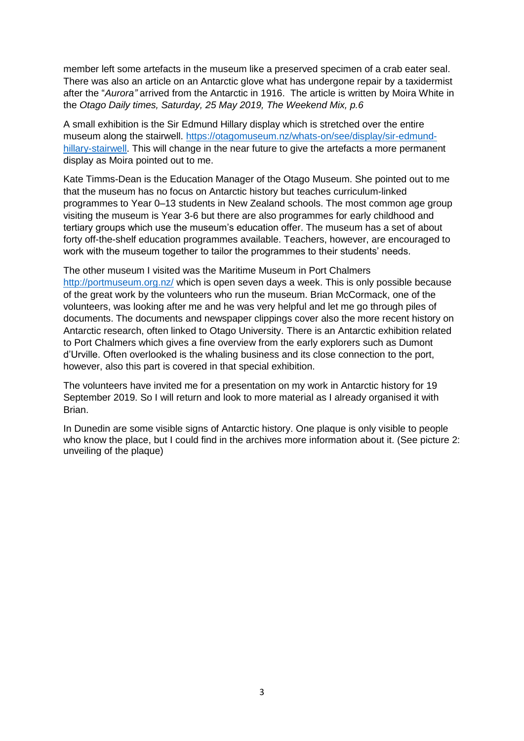member left some artefacts in the museum like a preserved specimen of a crab eater seal. There was also an article on an Antarctic glove what has undergone repair by a taxidermist after the "*Aurora"* arrived from the Antarctic in 1916. The article is written by Moira White in the *Otago Daily times, Saturday, 25 May 2019, The Weekend Mix, p.6*

A small exhibition is the Sir Edmund Hillary display which is stretched over the entire museum along the stairwell. [https://otagomuseum.nz/whats-on/see/display/sir-edmund-hillary-stairwell](https://otagomuseum.nz/whats-on/see/display/sir-edmund-hillary-stairwell). This will change in the near future to give the artefacts a more permanent display as Moira pointed out to me.

Kate Timms-Dean is the Education Manager of the Otago Museum. She pointed out to me that the museum has no focus on Antarctic history but teaches curriculum-linked programmes to Year 0–13 students in New Zealand schools. The most common age group visiting the museum is Year 3-6 but there are also programmes for early childhood and tertiary groups which use the museum's education offer. The museum has a set of about forty off-the-shelf education programmes available. Teachers, however, are encouraged to work with the museum together to tailor the programmes to their students' needs.

The other museum I visited was the Maritime Museum in Port Chalmers [http://portmuseum.org.nz/](http://portmuseum.org.nz/) which is open seven days a week. This is only possible because of the great work by the volunteers who run the museum. Brian McCormack, one of the volunteers, was looking after me and he was very helpful and let me go through piles of documents. The documents and newspaper clippings cover also the more recent history on Antarctic research, often linked to Otago University. There is an Antarctic exhibition related to Port Chalmers which gives a fine overview from the early explorers such as Dumont d'Urville. Often overlooked is the whaling business and its close connection to the port, however, also this part is covered in that special exhibition.

The volunteers have invited me for a presentation on my work in Antarctic history for 19 September 2019. So I will return and look to more material as I already organised it with Brian.

In Dunedin are some visible signs of Antarctic history. One plaque is only visible to people who know the place, but I could find in the archives more information about it. (See picture 2: unveiling of the plaque)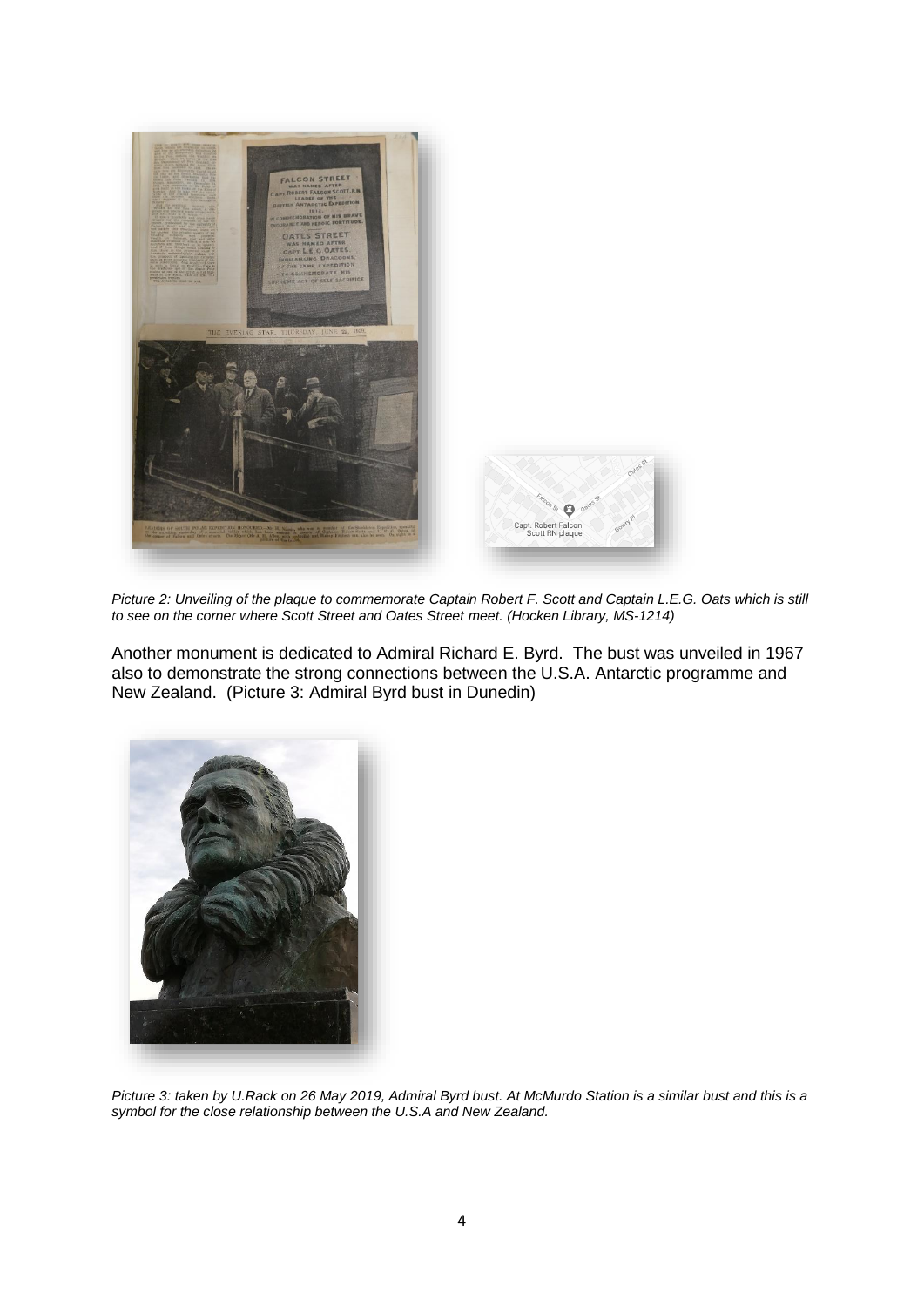*Picture 2: Unveiling of the plaque to commemorate Captain Robert F. Scott and Captain L.E.G. Oats which is still to see on the corner where Scott Street and Oates Street meet. (Hocken Library, MS-1214)*

Another monument is dedicated to Admiral Richard E. Byrd. The bust was unveiled in 1967 also to demonstrate the strong connections between the U.S.A. Antarctic programme and New Zealand. (Picture 3: Admiral Byrd bust in Dunedin)

*Picture 3: taken by U.Rack on 26 May 2019, Admiral Byrd bust. At McMurdo Station is a similar bust and this is a symbol for the close relationship between the U.S.A and New Zealand.*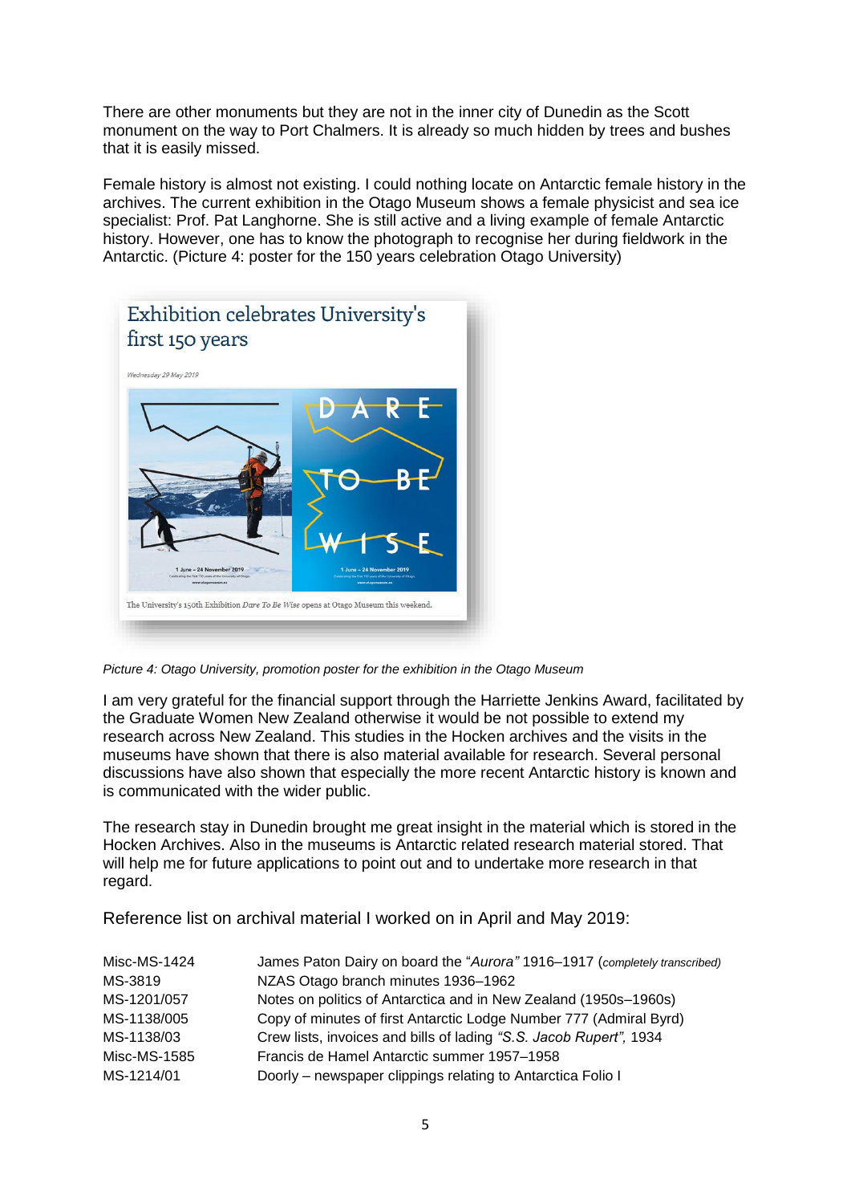There are other monuments but they are not in the inner city of Dunedin as the Scott monument on the way to Port Chalmers. It is already so much hidden by trees and bushes that it is easily missed.

Female history is almost not existing. I could nothing locate on Antarctic female history in the archives. The current exhibition in the Otago Museum shows a female physicist and sea ice specialist: Prof. Pat Langhorne. She is still active and a living example of female Antarctic history. However, one has to know the photograph to recognise her during fieldwork in the Antarctic. (Picture 4: poster for the 150 years celebration Otago University)

*Picture 4: Otago University, promotion poster for the exhibition in the Otago Museum*

I am very grateful for the financial support through the Harriette Jenkins Award, facilitated by the Graduate Women New Zealand otherwise it would be not possible to extend my research across New Zealand. This studies in the Hocken archives and the visits in the museums have shown that there is also material available for research. Several personal discussions have also shown that especially the more recent Antarctic history is known and is communicated with the wider public.

The research stay in Dunedin brought me great insight in the material which is stored in the Hocken Archives. Also in the museums is Antarctic related research material stored. That will help me for future applications to point out and to undertake more research in that regard.

Reference list on archival material I worked on in April and May 2019:

| | |
|---|---|
| Misc-MS-1424 | James Paton Dairy on board the "*Aurora"* 1916–1917 (*completely transcribed)* |
| MS-3819 | NZAS Otago branch minutes 1936–1962 |
| MS-1201/057 | Notes on politics of Antarctica and in New Zealand (1950s–1960s) |
| MS-1138/005 | Copy of minutes of first Antarctic Lodge Number 777 (Admiral Byrd) |
| MS-1138/03 | Crew lists, invoices and bills of lading *"S.S. Jacob Rupert",* 1934 |
| Misc-MS-1585 | Francis de Hamel Antarctic summer 1957–1958 |
| MS-1214/01 | Doorly – newspaper clippings relating to Antarctica Folio I |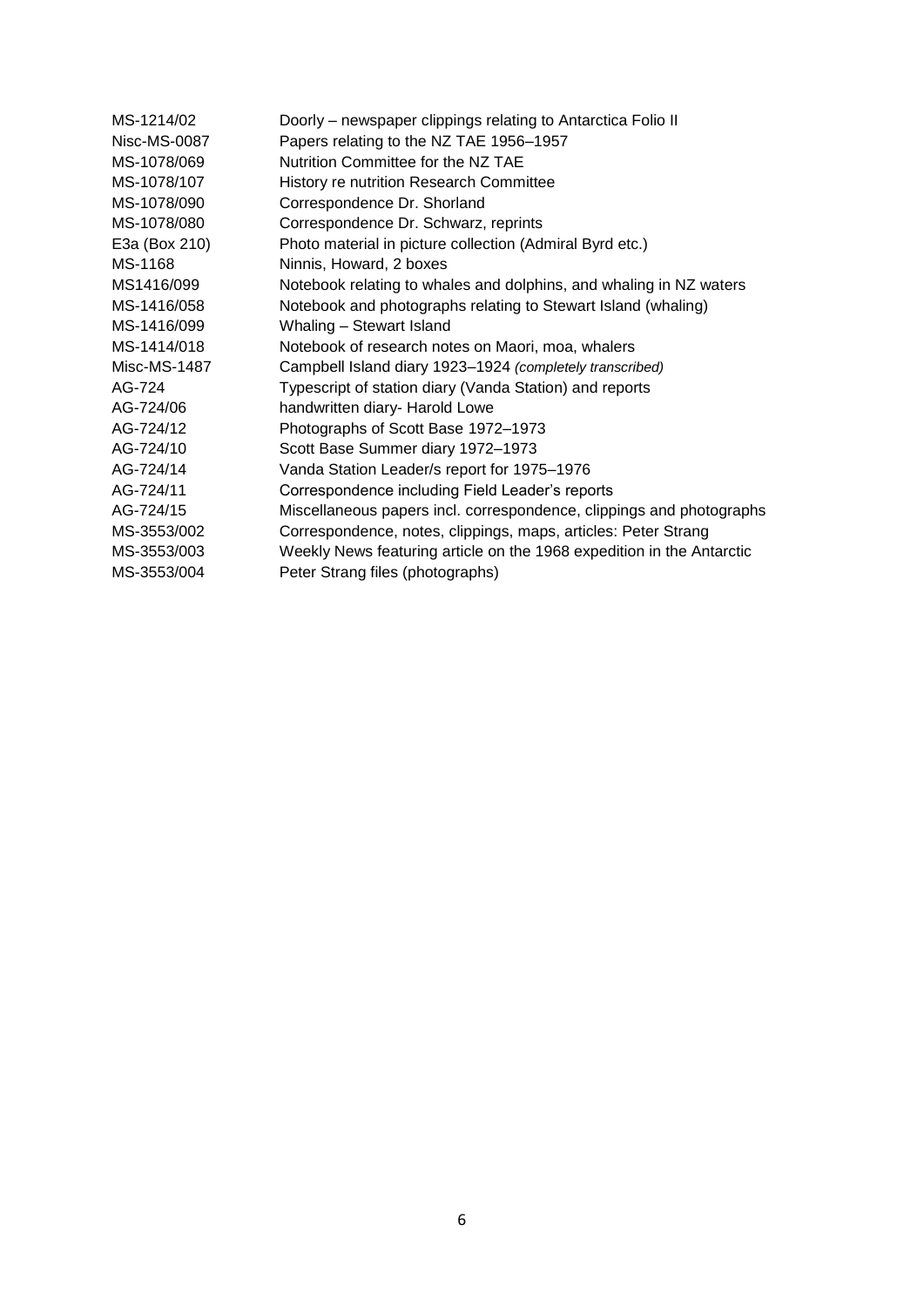| | |
|---|---|
| MS-1214/02 | Doorly – newspaper clippings relating to Antarctica Folio II |
| Nisc-MS-0087 | Papers relating to the NZ TAE 1956–1957 |
| MS-1078/069 | Nutrition Committee for the NZ TAE |
| MS-1078/107 | History re nutrition Research Committee |
| MS-1078/090 | Correspondence Dr. Shorland |
| MS-1078/080 | Correspondence Dr. Schwarz, reprints |
| E3a (Box 210) | Photo material in picture collection (Admiral Byrd etc.) |
| MS-1168 | Ninnis, Howard, 2 boxes |
| MS1416/099 | Notebook relating to whales and dolphins, and whaling in NZ waters |
| MS-1416/058 | Notebook and photographs relating to Stewart Island (whaling) |
| MS-1416/099 | Whaling – Stewart Island |
| MS-1414/018 | Notebook of research notes on Maori, moa, whalers |
| Misc-MS-1487 | Campbell Island diary 1923–1924 *(completely transcribed)* |
| AG-724 | Typescript of station diary (Vanda Station) and reports |
| AG-724/06 | handwritten diary- Harold Lowe |
| AG-724/12 | Photographs of Scott Base 1972–1973 |
| AG-724/10 | Scott Base Summer diary 1972–1973 |
| AG-724/14 | Vanda Station Leader/s report for 1975–1976 |
| AG-724/11 | Correspondence including Field Leader's reports |
| AG-724/15 | Miscellaneous papers incl. correspondence, clippings and photographs |
| MS-3553/002 | Correspondence, notes, clippings, maps, articles: Peter Strang |
| MS-3553/003 | Weekly News featuring article on the 1968 expedition in the Antarctic |
| MS-3553/004 | Peter Strang files (photographs) |